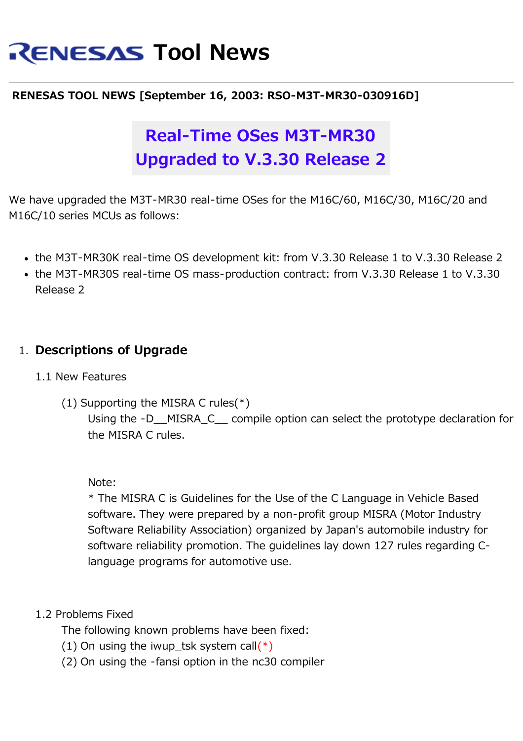# RENESAS Tool News

---

**RENESAS TOOL NEWS [September 16, 2003: RSO-M3T-MR30-030916D]**

## Real-Time OSes M3T-MR30 Upgraded to V.3.30 Release 2

We have upgraded the M3T-MR30 real-time OSes for the M16C/60, M16C/30, M16C/20 and M16C/10 series MCUs as follows:

- the M3T-MR30K real-time OS development kit: from V.3.30 Release 1 to V.3.30 Release 2
- the M3T-MR30S real-time OS mass-production contract: from V.3.30 Release 1 to V.3.30 Release 2

---

### 1. Descriptions of Upgrade

1.1 New Features

(1) Supporting the MISRA C rules(*)
Using the -D__MISRA_C__ compile option can select the prototype declaration for the MISRA C rules.

Note:
* The MISRA C is Guidelines for the Use of the C Language in Vehicle Based software. They were prepared by a non-profit group MISRA (Motor Industry Software Reliability Association) organized by Japan's automobile industry for software reliability promotion. The guidelines lay down 127 rules regarding C-language programs for automotive use.

1.2 Problems Fixed
The following known problems have been fixed:
(1) On using the iwup_tsk system call(*)
(2) On using the -fansi option in the nc30 compiler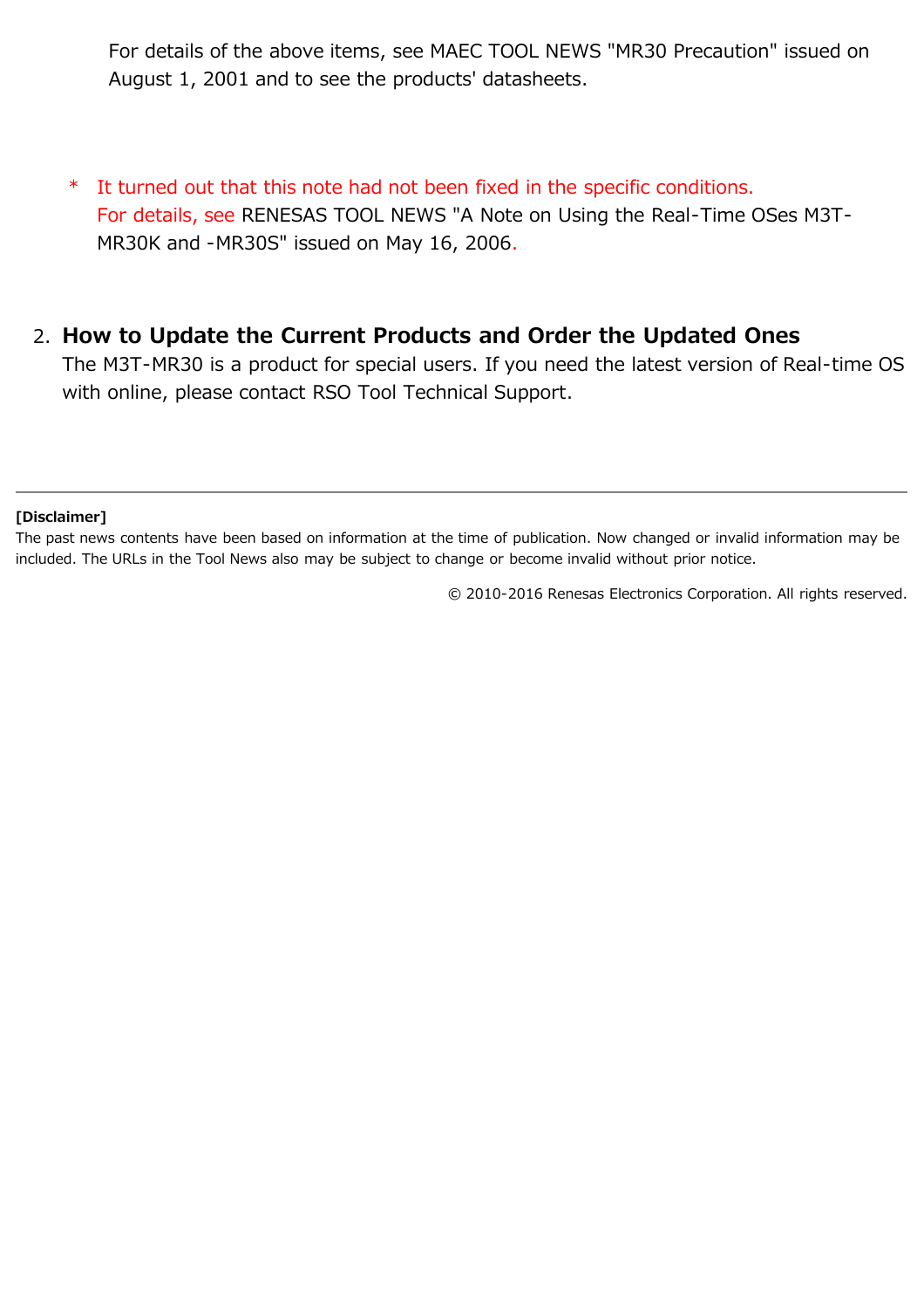For details of the above items, see MAEC TOOL NEWS "MR30 Precaution" issued on August 1, 2001 and to see the products' datasheets.

* It turned out that this note had not been fixed in the specific conditions. For details, see RENESAS TOOL NEWS "A Note on Using the Real-Time OSes M3T-MR30K and -MR30S" issued on May 16, 2006.

## 2. How to Update the Current Products and Order the Updated Ones

The M3T-MR30 is a product for special users. If you need the latest version of Real-time OS with online, please contact RSO Tool Technical Support.

---

**[Disclaimer]**

The past news contents have been based on information at the time of publication. Now changed or invalid information may be included. The URLs in the Tool News also may be subject to change or become invalid without prior notice.

© 2010-2016 Renesas Electronics Corporation. All rights reserved.